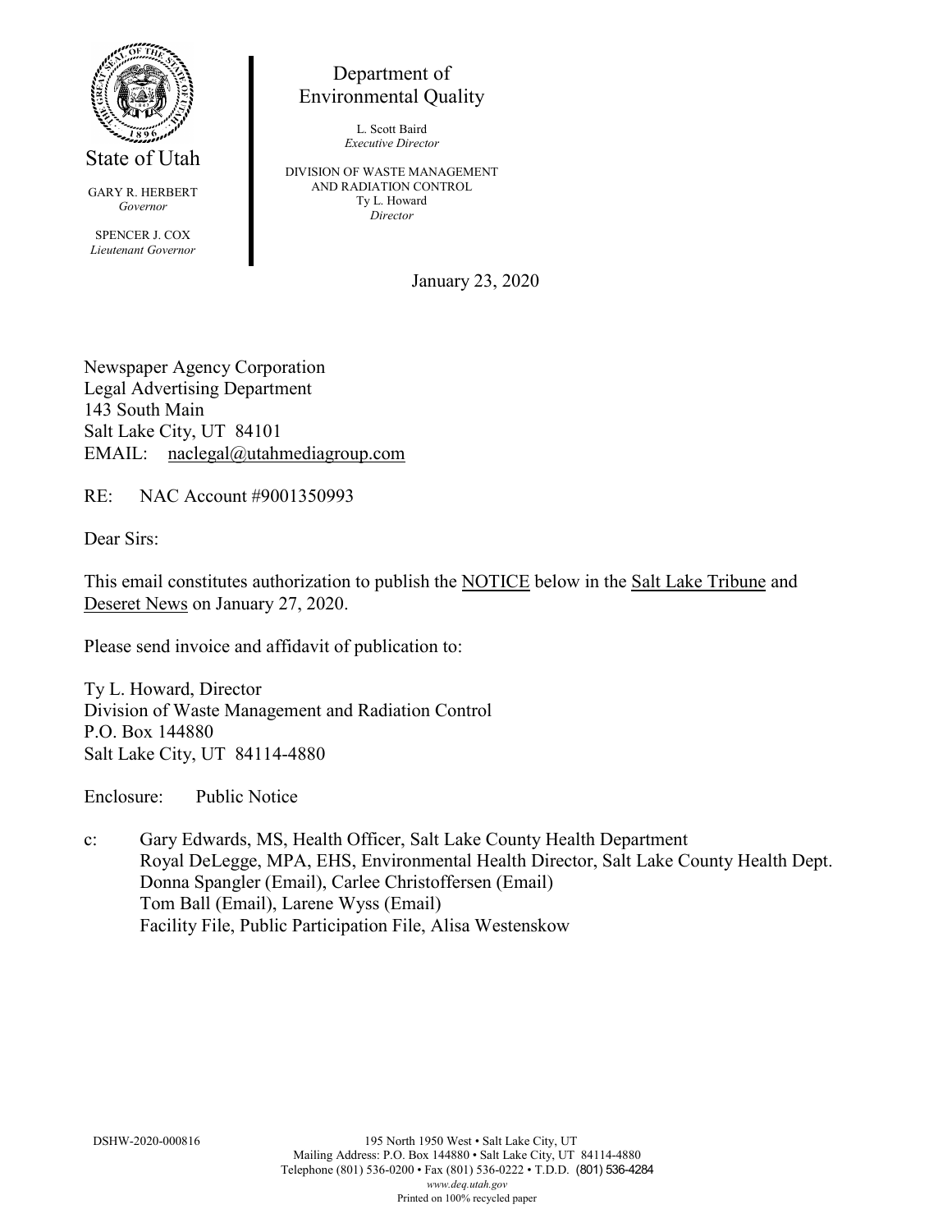State of Utah

GARY R. HERBERT
*Governor*

SPENCER J. COX
*Lieutenant Governor*

Department of Environmental Quality

L. Scott Baird
*Executive Director*

DIVISION OF WASTE MANAGEMENT AND RADIATION CONTROL
Ty L. Howard
*Director*

January 23, 2020

Newspaper Agency Corporation
Legal Advertising Department
143 South Main
Salt Lake City, UT 84101
EMAIL: naclegal@utahmediagroup.com

RE: NAC Account #9001350993

Dear Sirs:

This email constitutes authorization to publish the NOTICE below in the Salt Lake Tribune and Deseret News on January 27, 2020.

Please send invoice and affidavit of publication to:

Ty L. Howard, Director
Division of Waste Management and Radiation Control
P.O. Box 144880
Salt Lake City, UT 84114-4880

Enclosure: Public Notice

c: Gary Edwards, MS, Health Officer, Salt Lake County Health Department
Royal DeLegge, MPA, EHS, Environmental Health Director, Salt Lake County Health Dept.
Donna Spangler (Email), Carlee Christoffersen (Email)
Tom Ball (Email), Larene Wyss (Email)
Facility File, Public Participation File, Alisa Westenskow

DSHW-2020-000816

195 North 1950 West • Salt Lake City, UT
Mailing Address: P.O. Box 144880 • Salt Lake City, UT 84114-4880
Telephone (801) 536-0200 • Fax (801) 536-0222 • T.D.D. (801) 536-4284
*www.deq.utah.gov*
Printed on 100% recycled paper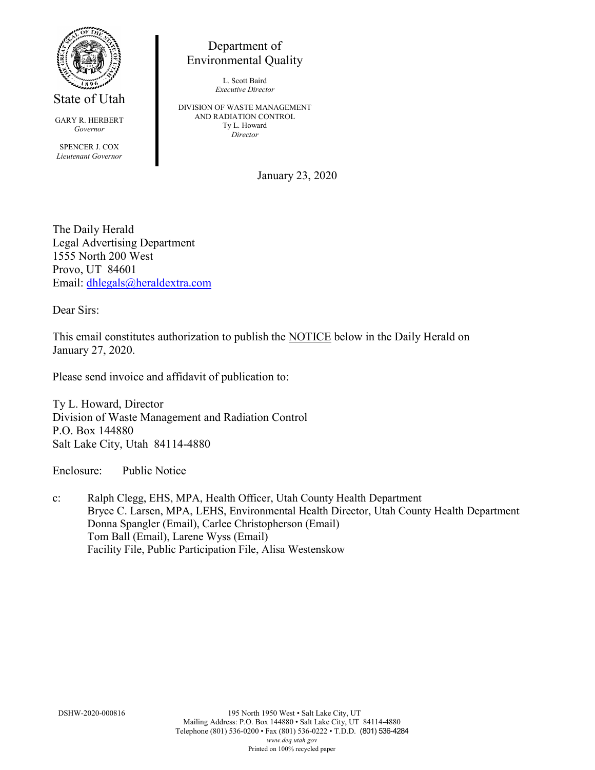State of Utah

GARY R. HERBERT
*Governor*

SPENCER J. COX
*Lieutenant Governor*

Department of
Environmental Quality

L. Scott Baird
*Executive Director*

DIVISION OF WASTE MANAGEMENT
AND RADIATION CONTROL
Ty L. Howard
*Director*

January 23, 2020

The Daily Herald
Legal Advertising Department
1555 North 200 West
Provo, UT 84601
Email: dhlegals@heraldextra.com

Dear Sirs:

This email constitutes authorization to publish the NOTICE below in the Daily Herald on January 27, 2020.

Please send invoice and affidavit of publication to:

Ty L. Howard, Director
Division of Waste Management and Radiation Control
P.O. Box 144880
Salt Lake City, Utah 84114-4880

Enclosure: Public Notice

c: Ralph Clegg, EHS, MPA, Health Officer, Utah County Health Department
Bryce C. Larsen, MPA, LEHS, Environmental Health Director, Utah County Health Department
Donna Spangler (Email), Carlee Christopherson (Email)
Tom Ball (Email), Larene Wyss (Email)
Facility File, Public Participation File, Alisa Westenskow

DSHW-2020-000816

195 North 1950 West • Salt Lake City, UT
Mailing Address: P.O. Box 144880 • Salt Lake City, UT 84114-4880
Telephone (801) 536-0200 • Fax (801) 536-0222 • T.D.D. (801) 536-4284
*www.deq.utah.gov*
Printed on 100% recycled paper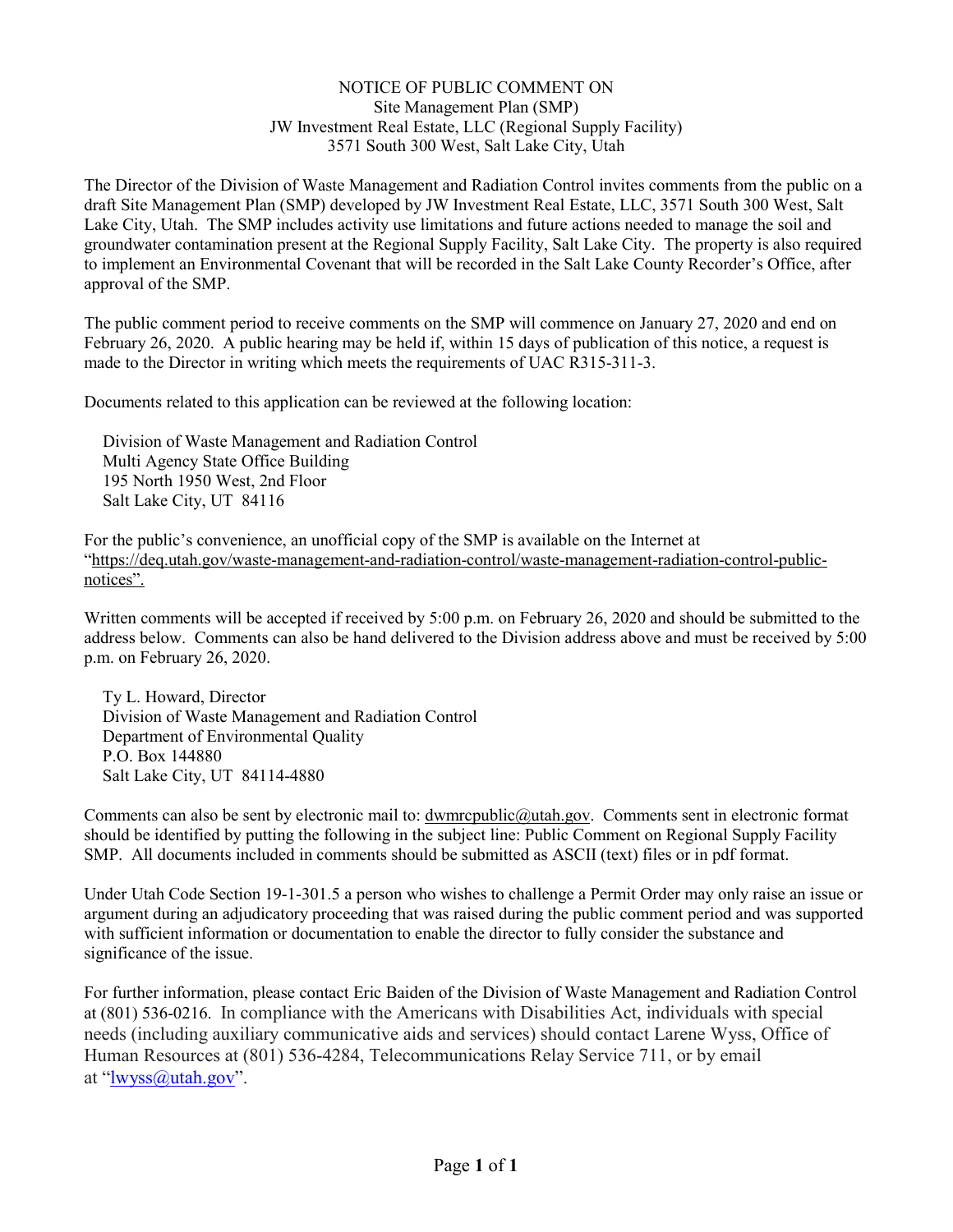NOTICE OF PUBLIC COMMENT ON
Site Management Plan (SMP)
JW Investment Real Estate, LLC (Regional Supply Facility)
3571 South 300 West, Salt Lake City, Utah

The Director of the Division of Waste Management and Radiation Control invites comments from the public on a draft Site Management Plan (SMP) developed by JW Investment Real Estate, LLC, 3571 South 300 West, Salt Lake City, Utah. The SMP includes activity use limitations and future actions needed to manage the soil and groundwater contamination present at the Regional Supply Facility, Salt Lake City. The property is also required to implement an Environmental Covenant that will be recorded in the Salt Lake County Recorder's Office, after approval of the SMP.

The public comment period to receive comments on the SMP will commence on January 27, 2020 and end on February 26, 2020. A public hearing may be held if, within 15 days of publication of this notice, a request is made to the Director in writing which meets the requirements of UAC R315-311-3.

Documents related to this application can be reviewed at the following location:

Division of Waste Management and Radiation Control
Multi Agency State Office Building
195 North 1950 West, 2nd Floor
Salt Lake City, UT 84116

For the public's convenience, an unofficial copy of the SMP is available on the Internet at "https://deq.utah.gov/waste-management-and-radiation-control/waste-management-radiation-control-public-notices".

Written comments will be accepted if received by 5:00 p.m. on February 26, 2020 and should be submitted to the address below. Comments can also be hand delivered to the Division address above and must be received by 5:00 p.m. on February 26, 2020.

Ty L. Howard, Director
Division of Waste Management and Radiation Control
Department of Environmental Quality
P.O. Box 144880
Salt Lake City, UT 84114-4880

Comments can also be sent by electronic mail to: dwmrcpublic@utah.gov. Comments sent in electronic format should be identified by putting the following in the subject line: Public Comment on Regional Supply Facility SMP. All documents included in comments should be submitted as ASCII (text) files or in pdf format.

Under Utah Code Section 19-1-301.5 a person who wishes to challenge a Permit Order may only raise an issue or argument during an adjudicatory proceeding that was raised during the public comment period and was supported with sufficient information or documentation to enable the director to fully consider the substance and significance of the issue.

For further information, please contact Eric Baiden of the Division of Waste Management and Radiation Control at (801) 536-0216. In compliance with the Americans with Disabilities Act, individuals with special needs (including auxiliary communicative aids and services) should contact Larene Wyss, Office of Human Resources at (801) 536-4284, Telecommunications Relay Service 711, or by email at "lwyss@utah.gov".